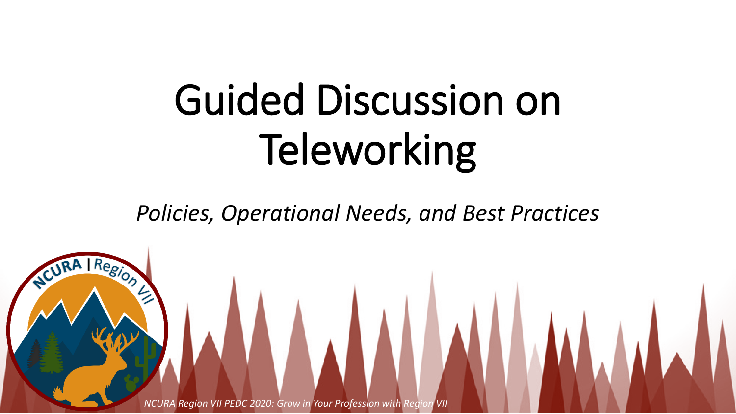# Guided Discussion on Teleworking

*Policies, Operational Needs, and Best Practices*

*NCURA Region VII PEDC 2020: Grow in Your Profession with Region VII*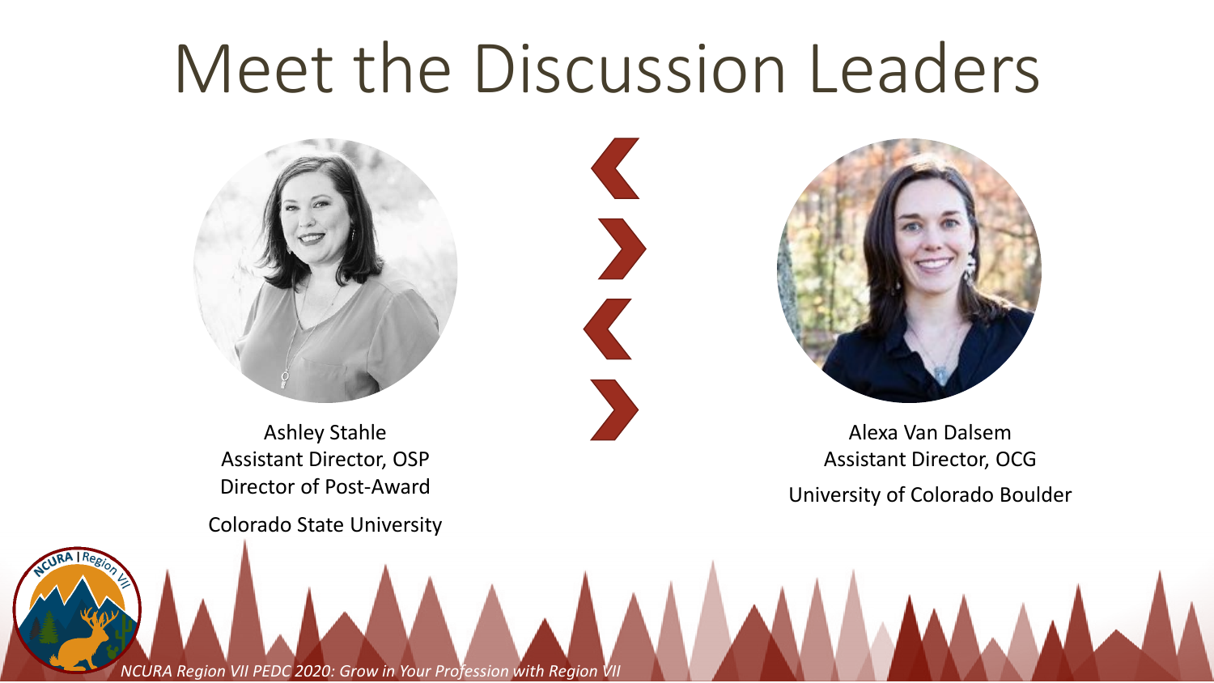# Meet the Discussion Leaders

Ashley Stahle
Assistant Director, OSP
Director of Post-Award

Colorado State University

Alexa Van Dalsem
Assistant Director, OCG

University of Colorado Boulder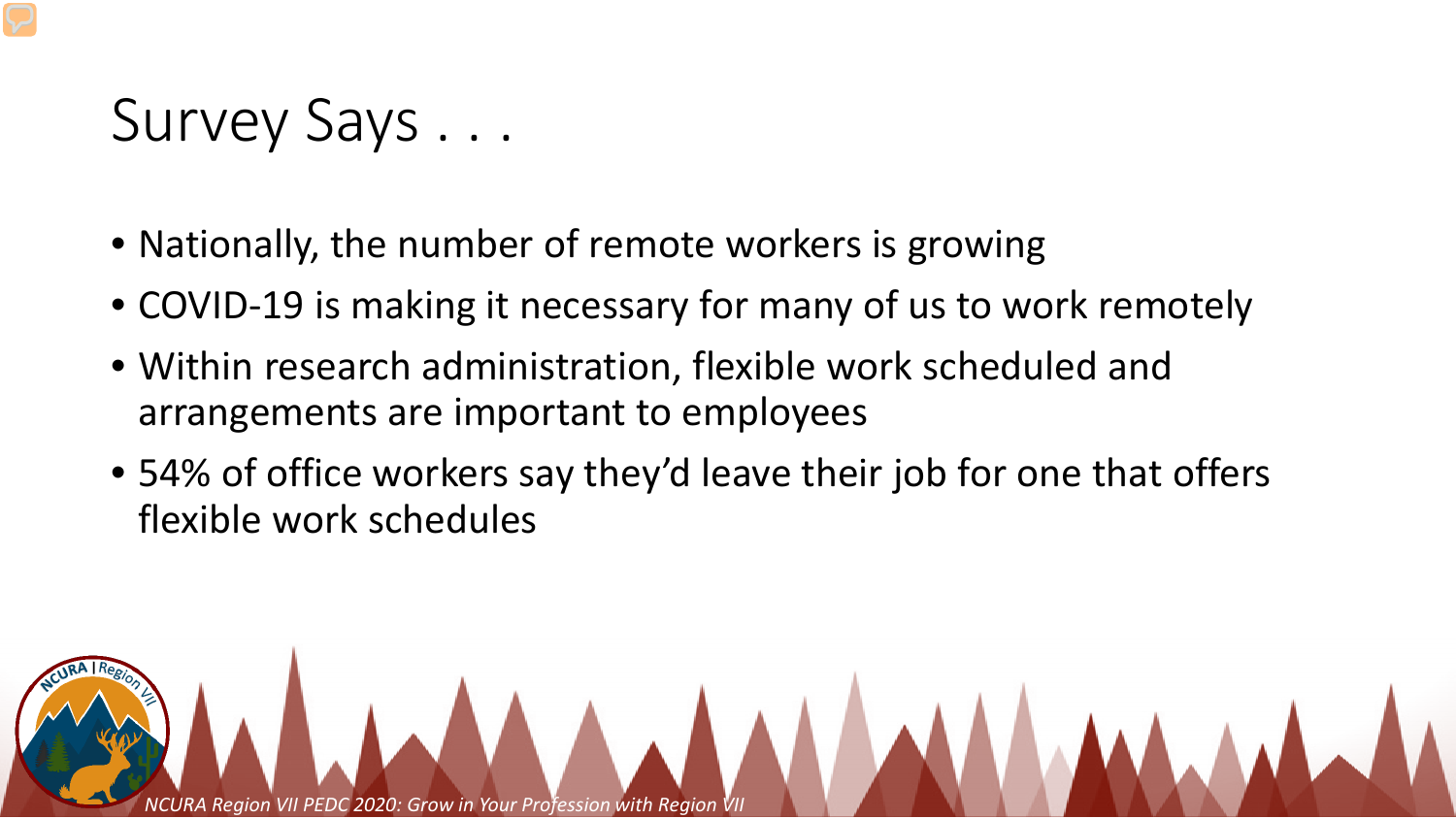# Survey Says . . .

- Nationally, the number of remote workers is growing
- COVID-19 is making it necessary for many of us to work remotely
- Within research administration, flexible work scheduled and arrangements are important to employees
- 54% of office workers say they'd leave their job for one that offers flexible work schedules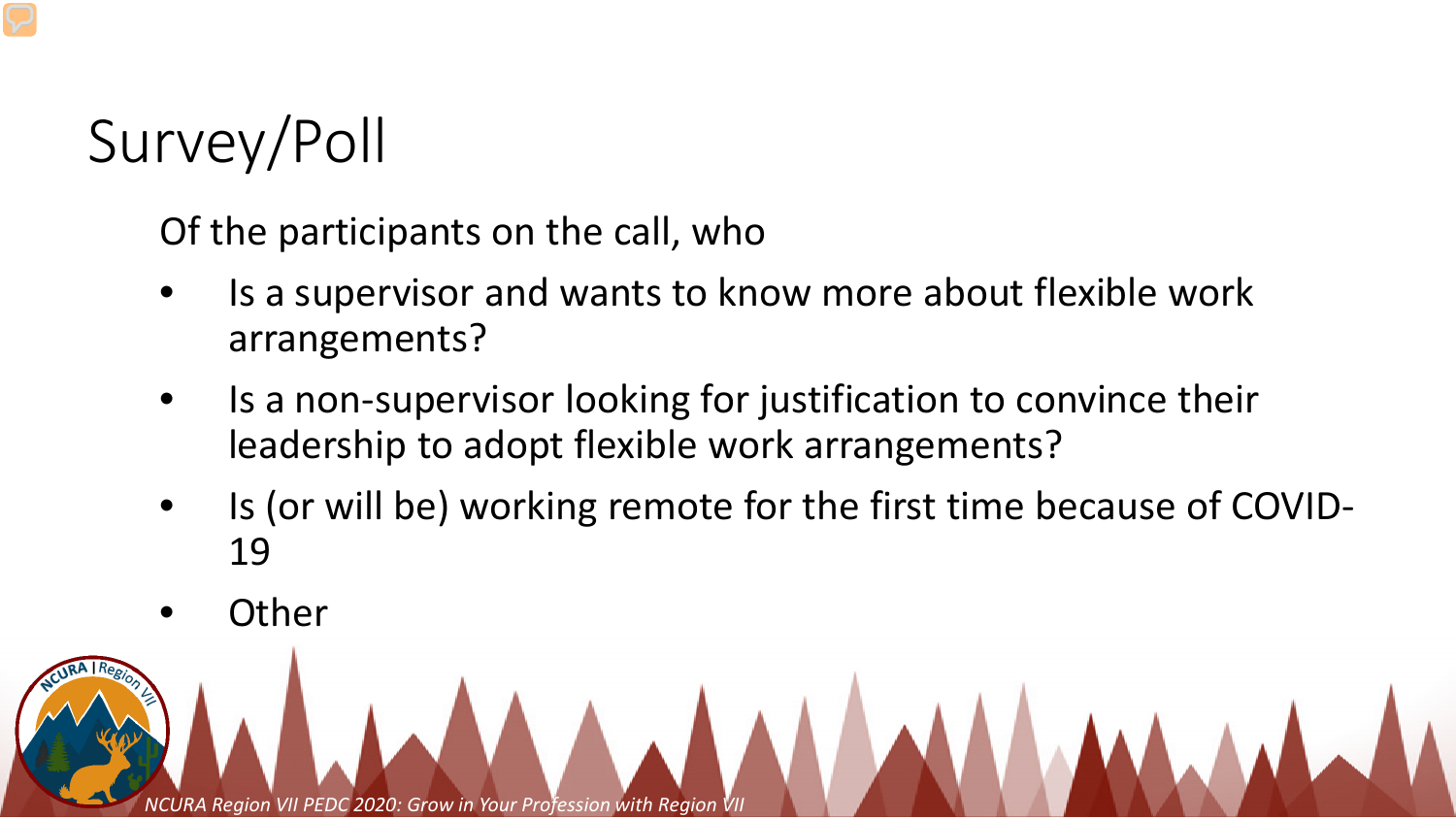# Survey/Poll

Of the participants on the call, who

- Is a supervisor and wants to know more about flexible work arrangements?
- Is a non-supervisor looking for justification to convince their leadership to adopt flexible work arrangements?
- Is (or will be) working remote for the first time because of COVID-19
- Other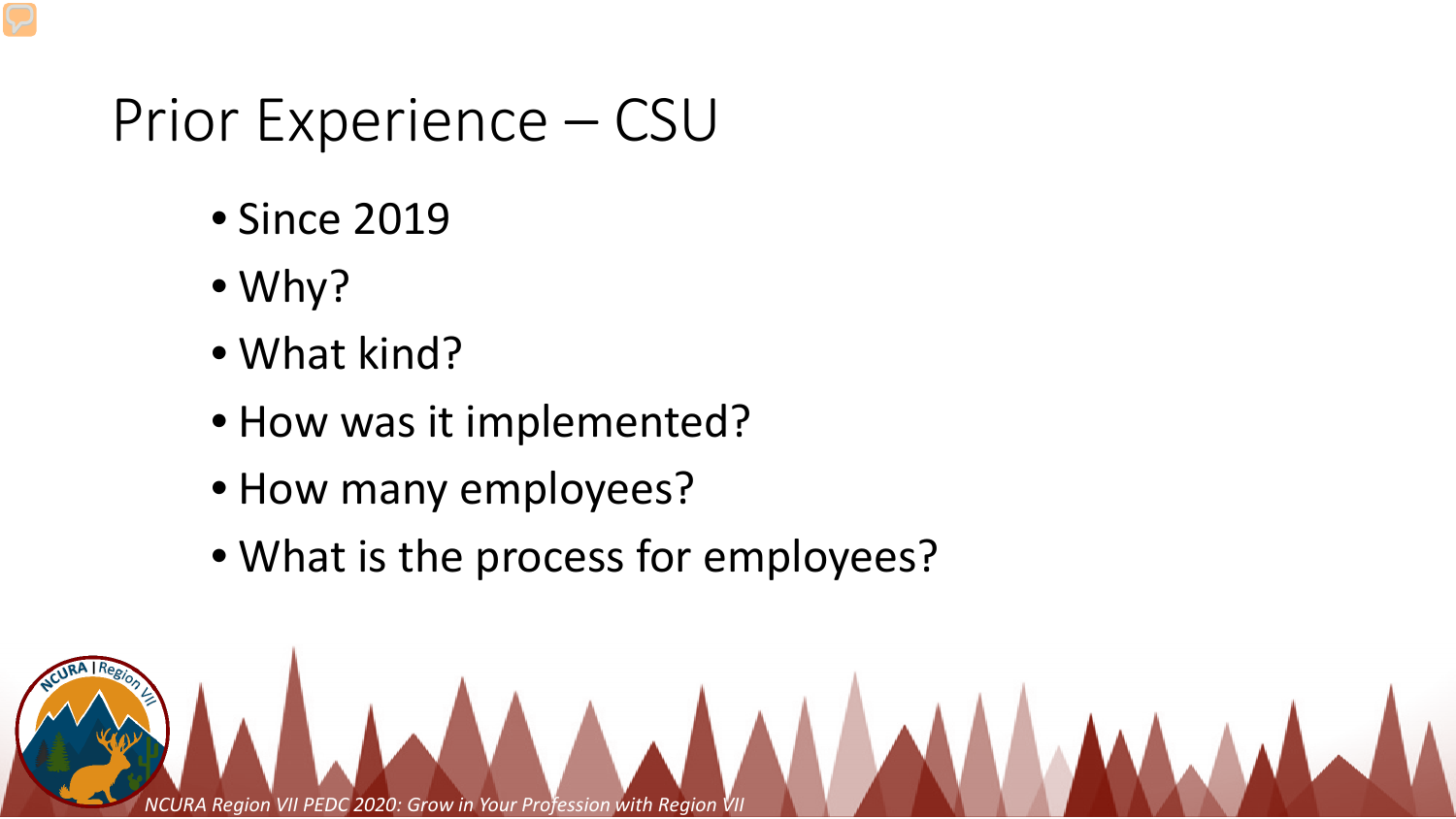# Prior Experience – CSU

- Since 2019
- Why?
- What kind?
- How was it implemented?
- How many employees?
- What is the process for employees?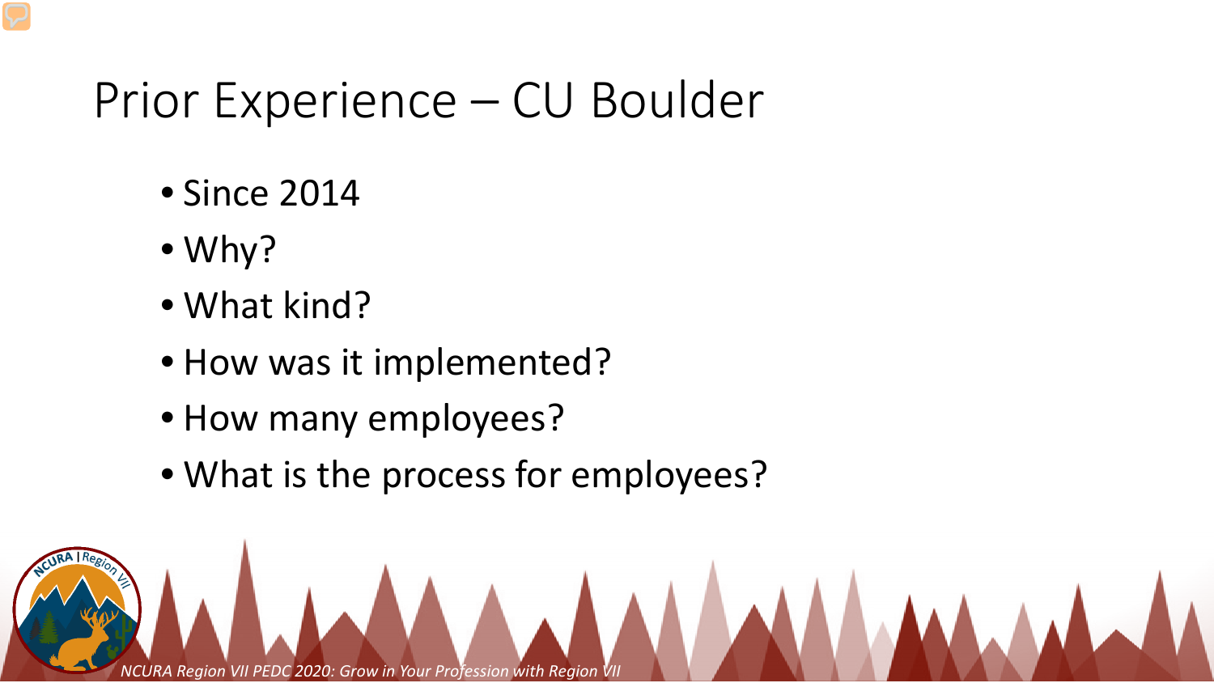# Prior Experience – CU Boulder

- Since 2014
- Why?
- What kind?
- How was it implemented?
- How many employees?
- What is the process for employees?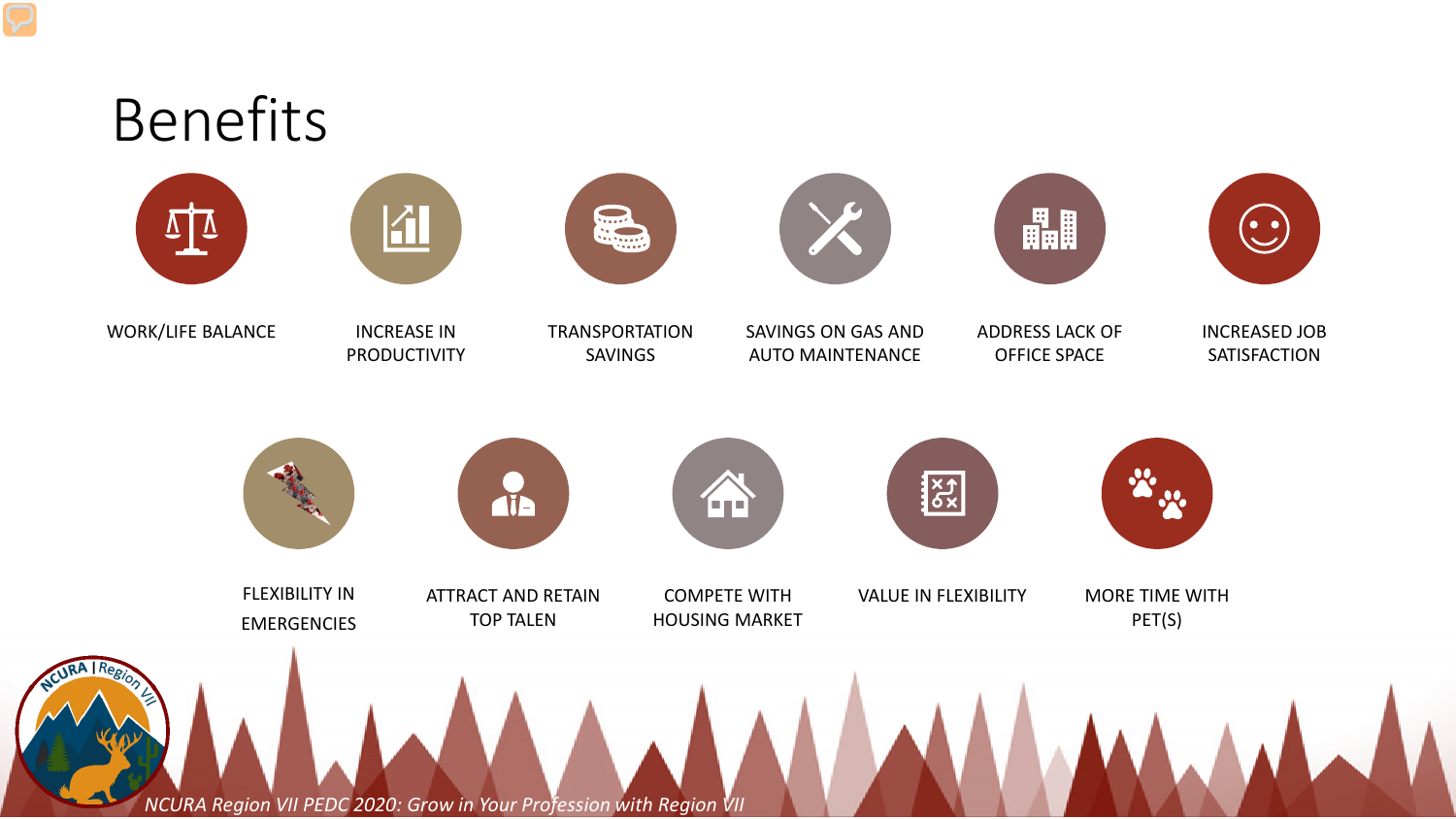# Benefits

- WORK/LIFE BALANCE
- INCREASE IN PRODUCTIVITY
- TRANSPORTATION SAVINGS
- SAVINGS ON GAS AND AUTO MAINTENANCE
- ADDRESS LACK OF OFFICE SPACE
- INCREASED JOB SATISFACTION
- FLEXIBILITY IN EMERGENCIES
- ATTRACT AND RETAIN TOP TALEN
- COMPETE WITH HOUSING MARKET
- VALUE IN FLEXIBILITY
- MORE TIME WITH PET(S)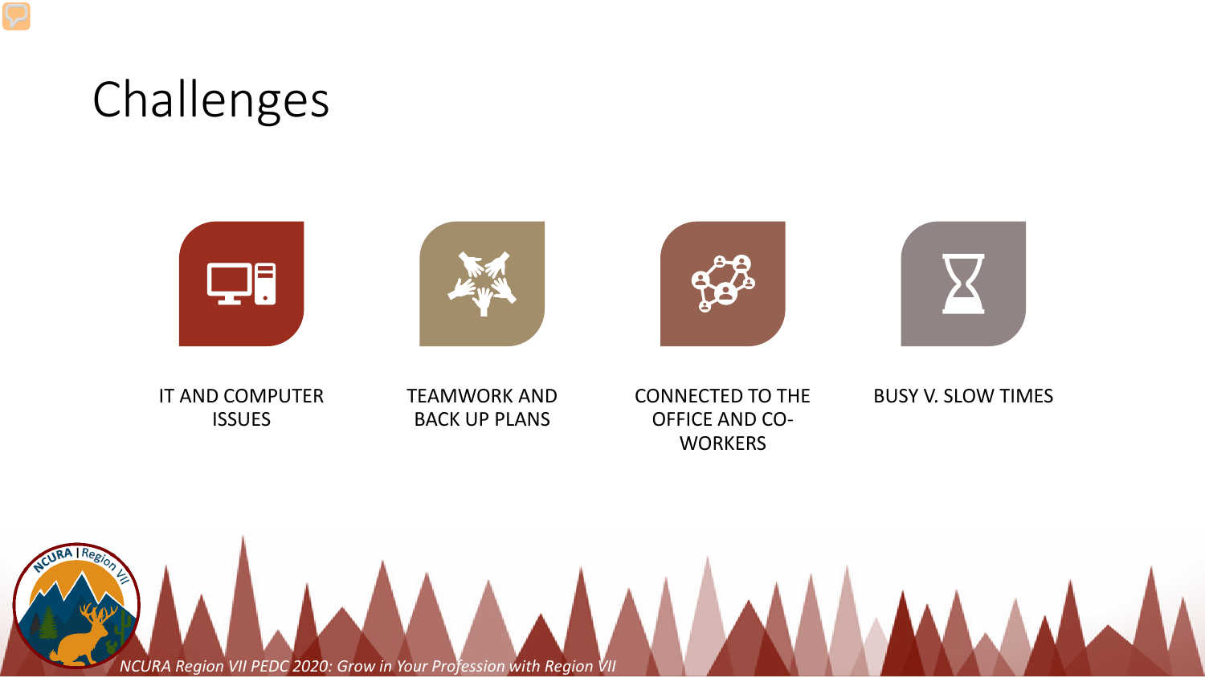# Challenges

- IT AND COMPUTER ISSUES
- TEAMWORK AND BACK UP PLANS
- CONNECTED TO THE OFFICE AND CO-WORKERS
- BUSY V. SLOW TIMES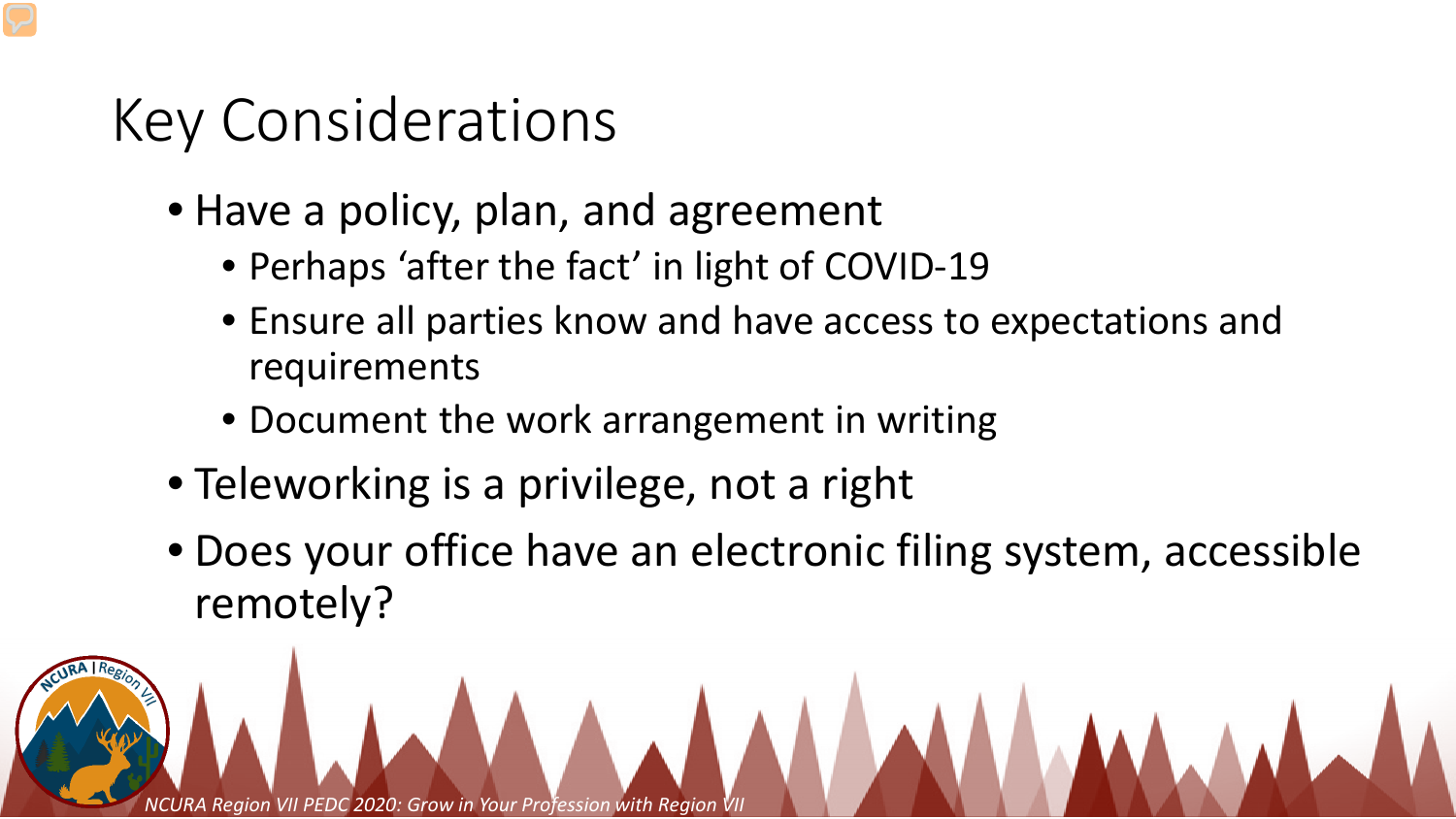# Key Considerations

- Have a policy, plan, and agreement
  - Perhaps 'after the fact' in light of COVID-19
  - Ensure all parties know and have access to expectations and requirements
  - Document the work arrangement in writing
- Teleworking is a privilege, not a right
- Does your office have an electronic filing system, accessible remotely?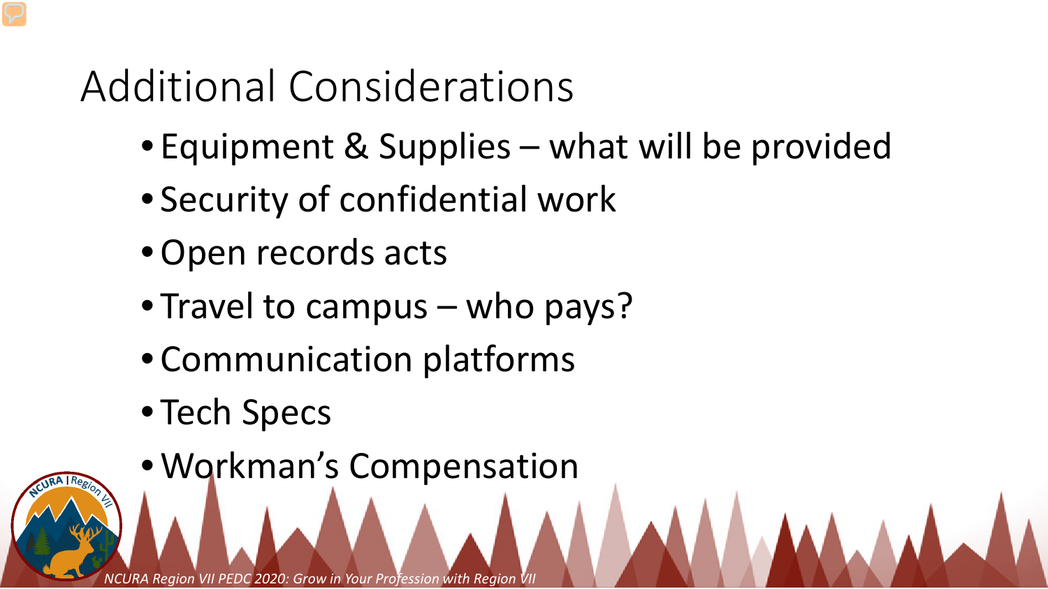# Additional Considerations

- Equipment & Supplies – what will be provided
- Security of confidential work
- Open records acts
- Travel to campus – who pays?
- Communication platforms
- Tech Specs
- Workman's Compensation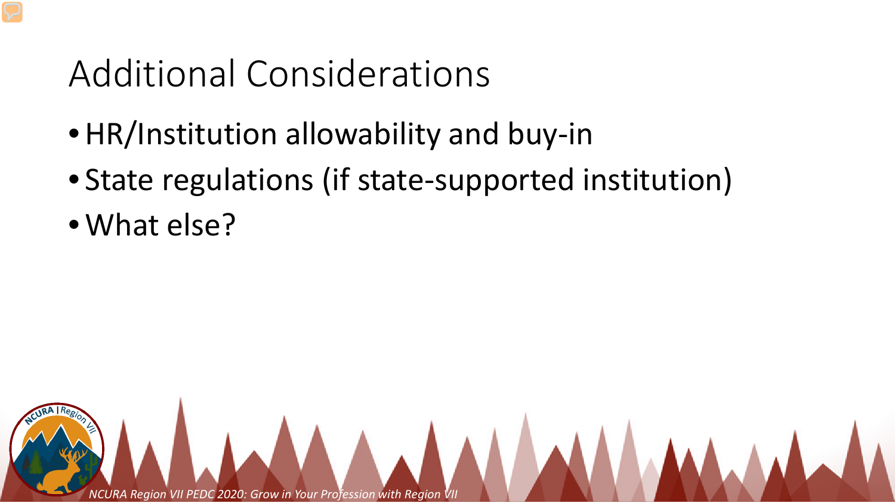# Additional Considerations

- HR/Institution allowability and buy-in
- State regulations (if state-supported institution)
- What else?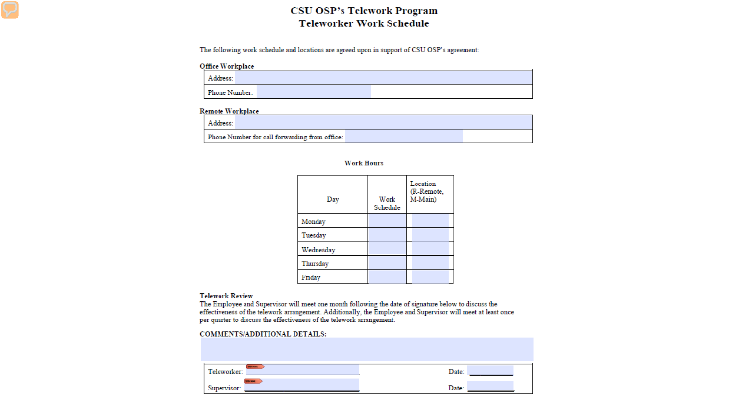# CSU OSP's Telework Program
## Teleworker Work Schedule

The following work schedule and locations are agreed upon in support of CSU OSP's agreement:

**Office Workplace**

| Address: |
|---|
| Phone Number: |

**Remote Workplace**

| Address: |
|---|
| Phone Number for call forwarding from office: |

**Work Hours**

| Day | Work Schedule | Location (R-Remote, M-Main) |
|---|---|---|
| Monday | | |
| Tuesday | | |
| Wednesday | | |
| Thursday | | |
| Friday | | |

**Telework Review**

The Employee and Supervisor will meet one month following the date of signature below to discuss the effectiveness of the telework arrangement. Additionally, the Employee and Supervisor will meet at least once per quarter to discuss the effectiveness of the telework arrangement.

**COMMENTS/ADDITIONAL DETAILS:**

| | |
|---|---|
| Teleworker: | Date: |
| Supervisor: | Date: |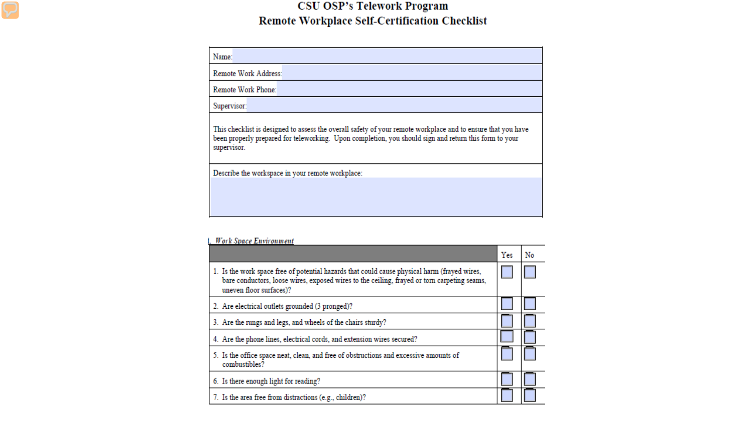# CSU OSP's Telework Program
## Remote Workplace Self-Certification Checklist

| Name: |
|---|
| Remote Work Address: |
| Remote Work Phone: |
| Supervisor: |
| This checklist is designed to assess the overall safety of your remote workplace and to ensure that you have been properly prepared for teleworking. Upon completion, you should sign and return this form to your supervisor. |
| Describe the workspace in your remote workplace: |

I. *Work Space Environment*

| | Yes | No |
|---|---|---|
| 1. Is the work space free of potential hazards that could cause physical harm (frayed wires, bare conductors, loose wires, exposed wires to the ceiling, frayed or torn carpeting seams, uneven floor surfaces)? | ☐ | ☐ |
| 2. Are electrical outlets grounded (3 pronged)? | ☐ | ☐ |
| 3. Are the rungs and legs, and wheels of the chairs sturdy? | ☐ | ☐ |
| 4. Are the phone lines, electrical cords, and extension wires secured? | ☐ | ☐ |
| 5. Is the office space neat, clean, and free of obstructions and excessive amounts of combustibles? | ☐ | ☐ |
| 6. Is there enough light for reading? | ☐ | ☐ |
| 7. Is the area free from distractions (e.g., children)? | ☐ | ☐ |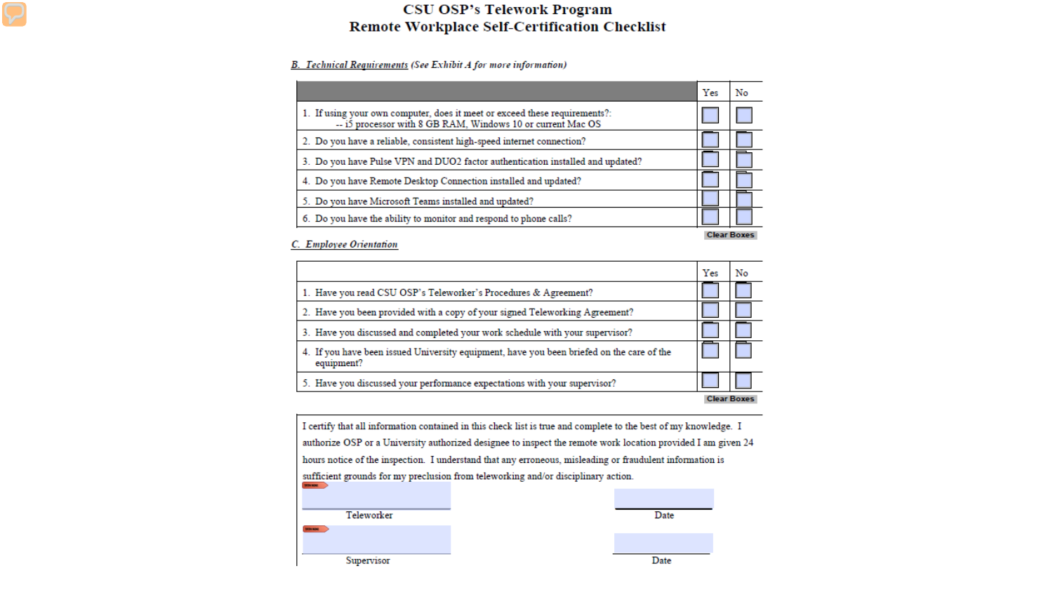# CSU OSP's Telework Program
## Remote Workplace Self-Certification Checklist

**B. Technical Requirements** *(See Exhibit A for more information)*

| | Yes | No |
|---|---|---|
| 1. If using your own computer, does it meet or exceed these requirements?: -- i5 processor with 8 GB RAM, Windows 10 or current Mac OS | ☐ | ☐ |
| 2. Do you have a reliable, consistent high-speed internet connection? | ☐ | ☐ |
| 3. Do you have Pulse VPN and DUO2 factor authentication installed and updated? | ☐ | ☐ |
| 4. Do you have Remote Desktop Connection installed and updated? | ☐ | ☐ |
| 5. Do you have Microsoft Teams installed and updated? | ☐ | ☐ |
| 6. Do you have the ability to monitor and respond to phone calls? | ☐ | ☐ |

Clear Boxes

**C. Employee Orientation**

| | Yes | No |
|---|---|---|
| 1. Have you read CSU OSP's Teleworker's Procedures & Agreement? | ☐ | ☐ |
| 2. Have you been provided with a copy of your signed Teleworking Agreement? | ☐ | ☐ |
| 3. Have you discussed and completed your work schedule with your supervisor? | ☐ | ☐ |
| 4. If you have been issued University equipment, have you been briefed on the care of the equipment? | ☐ | ☐ |
| 5. Have you discussed your performance expectations with your supervisor? | ☐ | ☐ |

Clear Boxes

I certify that all information contained in this check list is true and complete to the best of my knowledge. I authorize OSP or a University authorized designee to inspect the remote work location provided I am given 24 hours notice of the inspection. I understand that any erroneous, misleading or fraudulent information is sufficient grounds for my preclusion from teleworking and/or disciplinary action.

\_\_\_\_\_\_\_\_\_\_\_\_\_\_\_\_\_\_\_\_\_\_\_\_ \_\_\_\_\_\_\_\_\_\_\_\_\_\_\_\_
Teleworker Date

\_\_\_\_\_\_\_\_\_\_\_\_\_\_\_\_\_\_\_\_\_\_\_\_ \_\_\_\_\_\_\_\_\_\_\_\_\_\_\_\_
Supervisor Date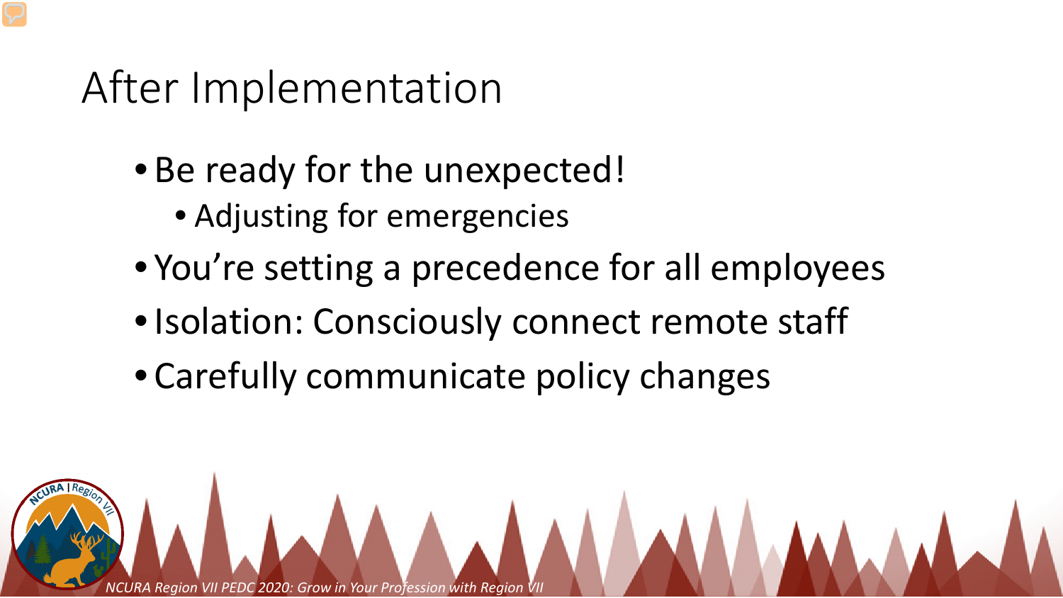# After Implementation

- Be ready for the unexpected!
  - Adjusting for emergencies
- You're setting a precedence for all employees
- Isolation: Consciously connect remote staff
- Carefully communicate policy changes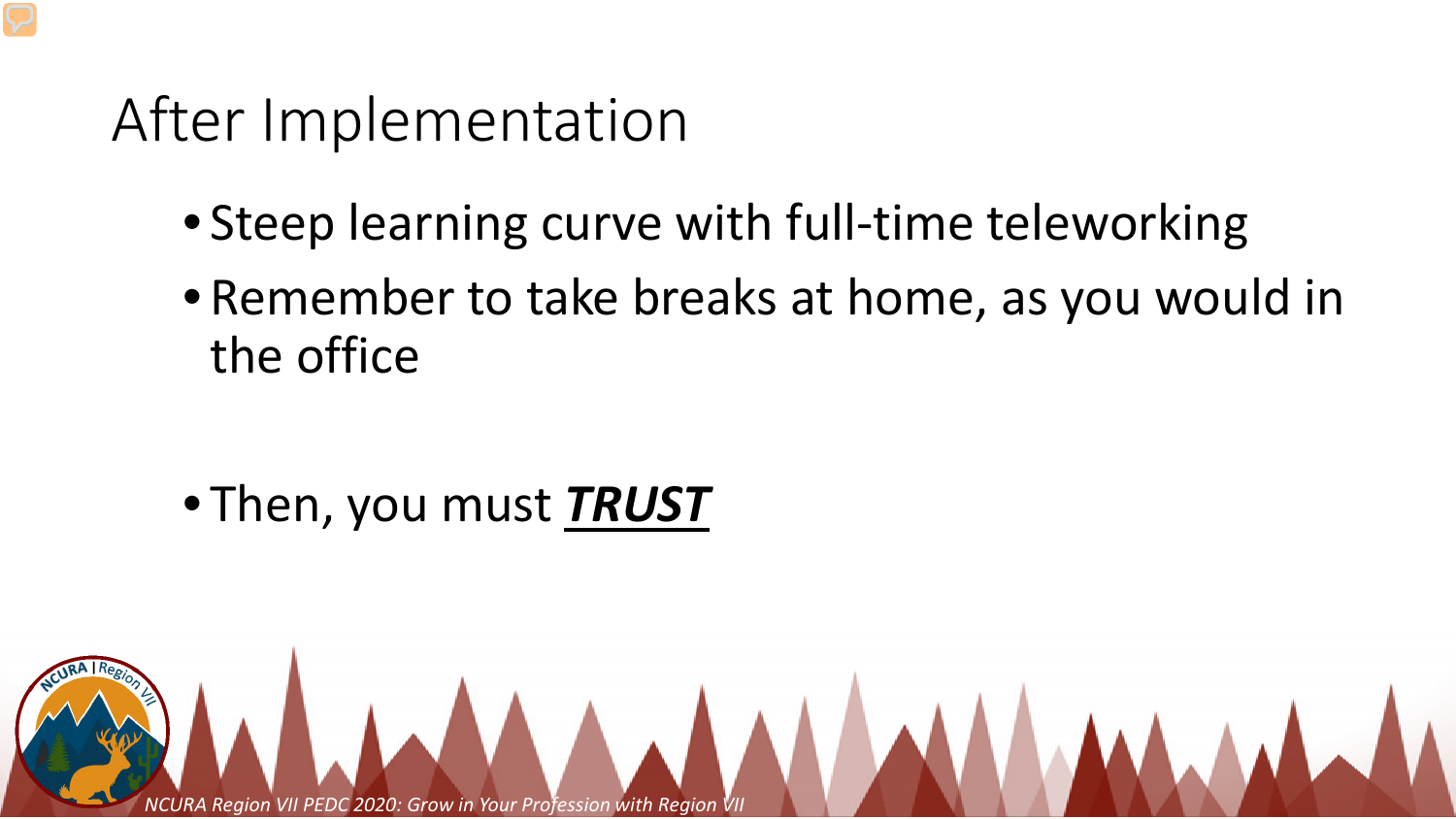# After Implementation

- Steep learning curve with full-time teleworking
- Remember to take breaks at home, as you would in the office

- Then, you must ***<u>TRUST</u>***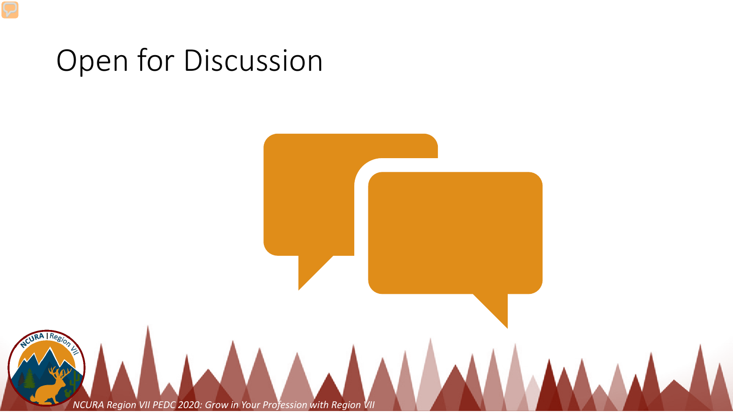# Open for Discussion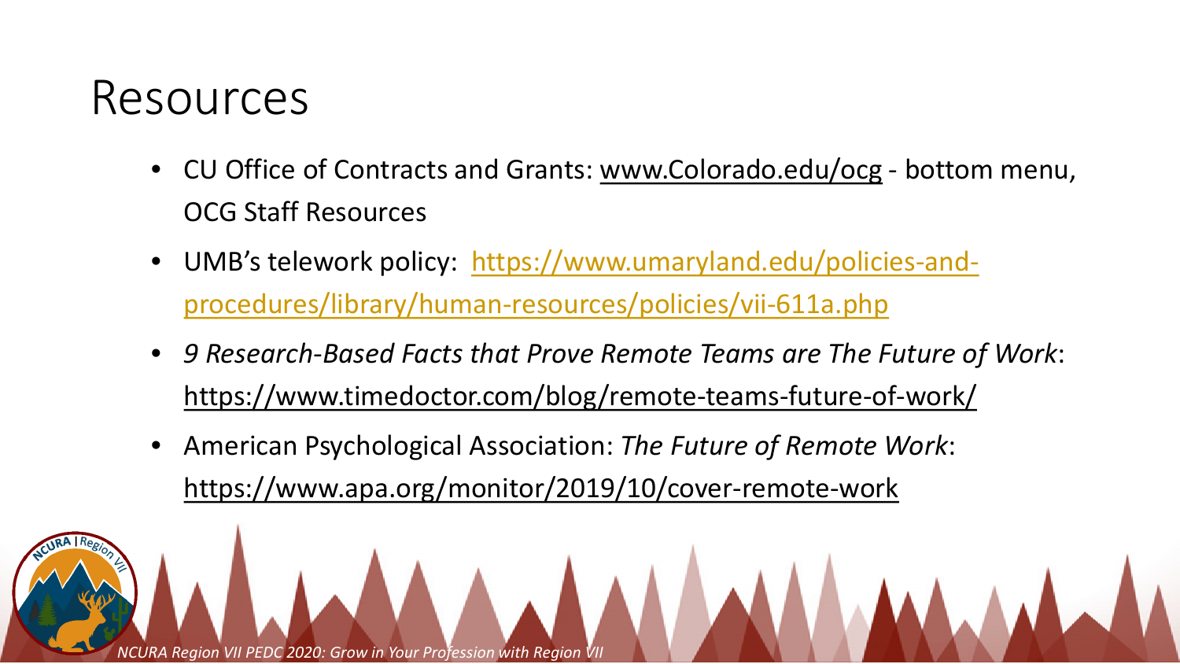# Resources

- CU Office of Contracts and Grants: www.Colorado.edu/ocg - bottom menu, OCG Staff Resources
- UMB's telework policy: https://www.umaryland.edu/policies-and-procedures/library/human-resources/policies/vii-611a.php
- *9 Research-Based Facts that Prove Remote Teams are The Future of Work*: https://www.timedoctor.com/blog/remote-teams-future-of-work/
- American Psychological Association: *The Future of Remote Work*: https://www.apa.org/monitor/2019/10/cover-remote-work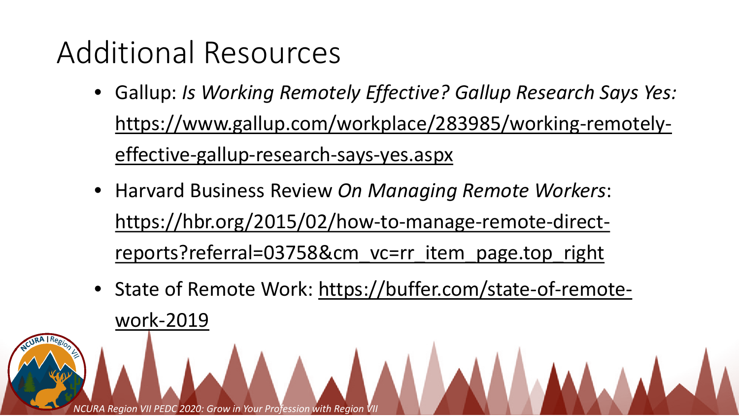# Additional Resources

- Gallup: *Is Working Remotely Effective? Gallup Research Says Yes:* https://www.gallup.com/workplace/283985/working-remotely-effective-gallup-research-says-yes.aspx
- Harvard Business Review *On Managing Remote Workers*: https://hbr.org/2015/02/how-to-manage-remote-direct-reports?referral=03758&cm_vc=rr_item_page.top_right
- State of Remote Work: https://buffer.com/state-of-remote-work-2019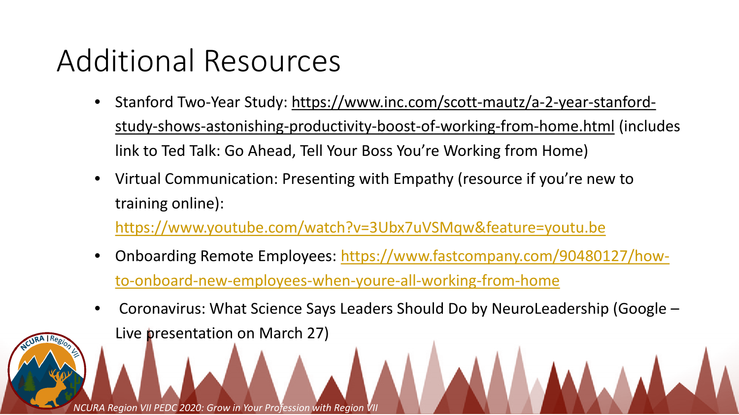# Additional Resources

- Stanford Two-Year Study: https://www.inc.com/scott-mautz/a-2-year-stanford-study-shows-astonishing-productivity-boost-of-working-from-home.html (includes link to Ted Talk: Go Ahead, Tell Your Boss You're Working from Home)
- Virtual Communication: Presenting with Empathy (resource if you're new to training online): https://www.youtube.com/watch?v=3Ubx7uVSMqw&feature=youtu.be
- Onboarding Remote Employees: https://www.fastcompany.com/90480127/how-to-onboard-new-employees-when-youre-all-working-from-home
- Coronavirus: What Science Says Leaders Should Do by NeuroLeadership (Google – Live presentation on March 27)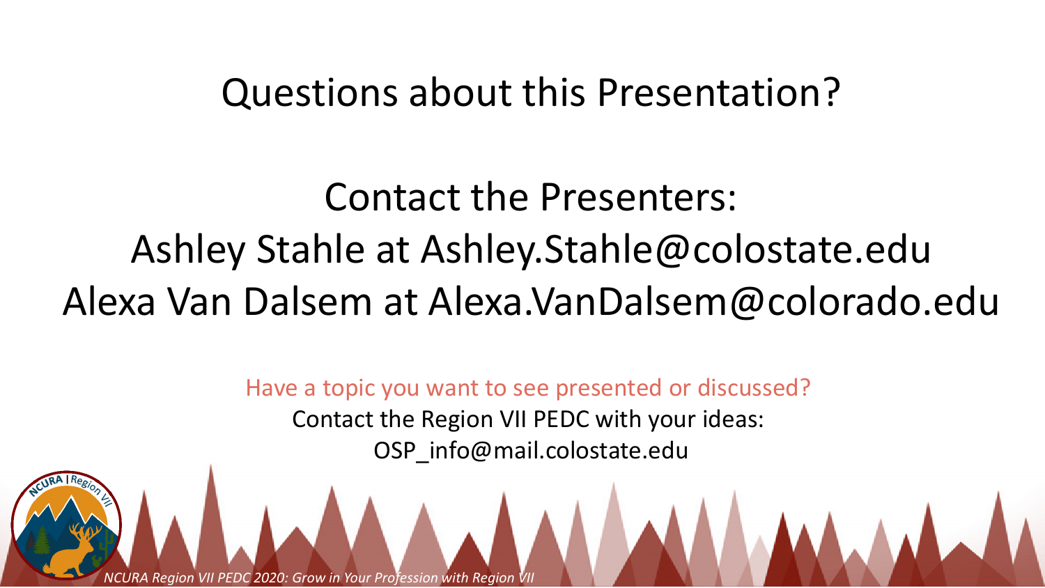# Questions about this Presentation?

## Contact the Presenters:

## Ashley Stahle at Ashley.Stahle@colostate.edu

## Alexa Van Dalsem at Alexa.VanDalsem@colorado.edu

Have a topic you want to see presented or discussed?

Contact the Region VII PEDC with your ideas:

OSP_info@mail.colostate.edu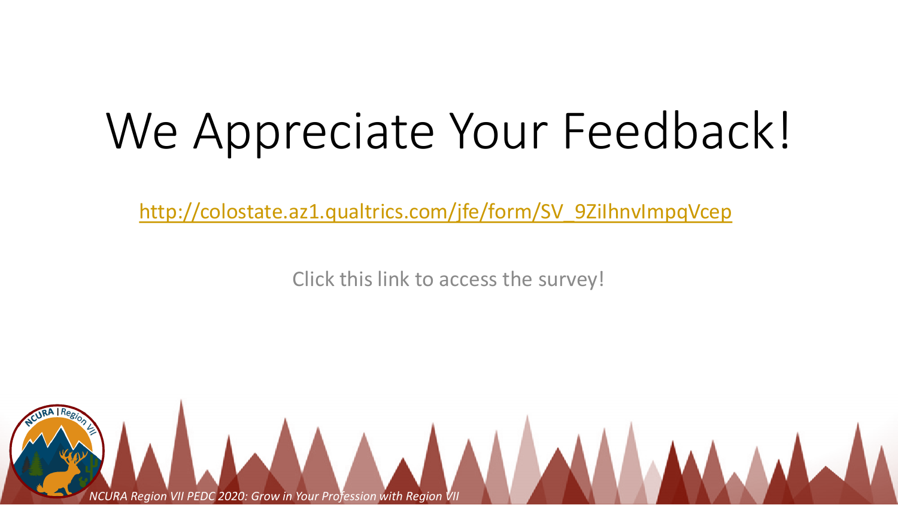# We Appreciate Your Feedback!

[http://colostate.az1.qualtrics.com/jfe/form/SV_9ZiIhnvImpqVcep](http://colostate.az1.qualtrics.com/jfe/form/SV_9ZiIhnvImpqVcep)

Click this link to access the survey!